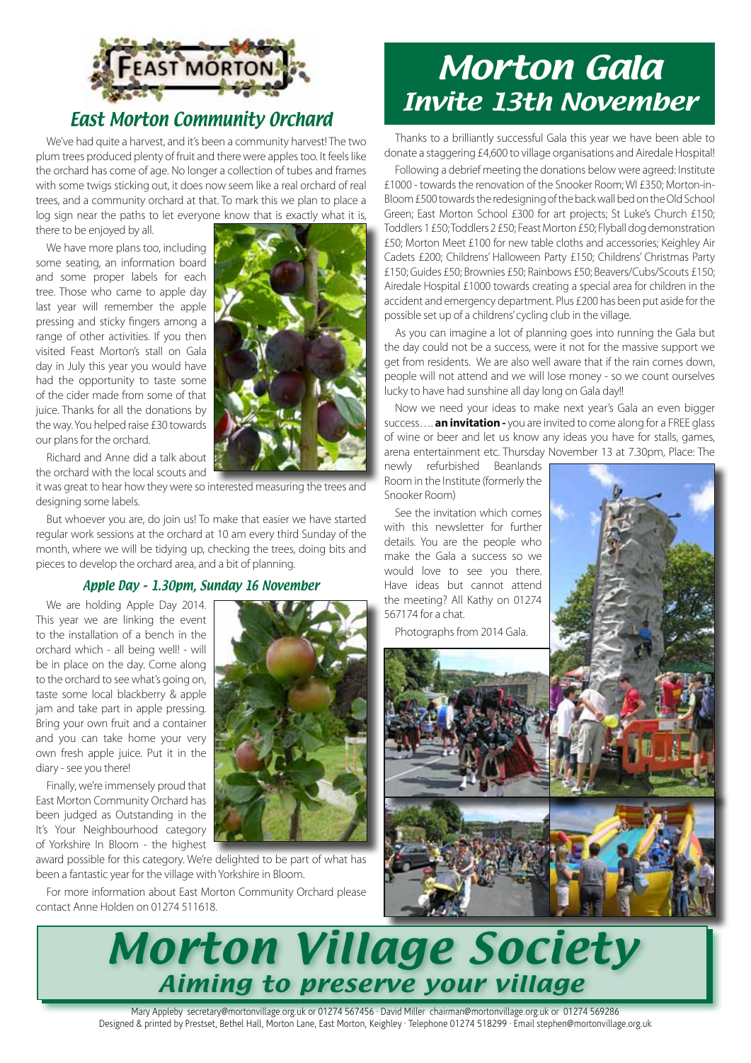# East Morton Community Orchard

We've had quite a harvest, and it's been a community harvest! The two plum trees produced plenty of fruit and there were apples too. It feels like the orchard has come of age. No longer a collection of tubes and frames with some twigs sticking out, it does now seem like a real orchard of real trees, and a community orchard at that. To mark this we plan to place a log sign near the paths to let everyone know that is exactly what it is, there to be enjoyed by all.

We have more plans too, including some seating, an information board and some proper labels for each tree. Those who came to apple day last year will remember the apple pressing and sticky fingers among a range of other activities. If you then visited Feast Morton's stall on Gala day in July this year you would have had the opportunity to taste some of the cider made from some of that juice. Thanks for all the donations by the way. You helped raise £30 towards our plans for the orchard.

Richard and Anne did a talk about the orchard with the local scouts and it was great to hear how they were so interested measuring the trees and designing some labels.

But whoever you are, do join us! To make that easier we have started regular work sessions at the orchard at 10 am every third Sunday of the month, where we will be tidying up, checking the trees, doing bits and pieces to develop the orchard area, and a bit of planning.

### Apple Day - 1.30pm, Sunday 16 November

We are holding Apple Day 2014. This year we are linking the event to the installation of a bench in the orchard which - all being well! - will be in place on the day. Come along to the orchard to see what's going on, taste some local blackberry & apple jam and take part in apple pressing. Bring your own fruit and a container and you can take home your very own fresh apple juice. Put it in the diary - see you there!

Finally, we're immensely proud that East Morton Community Orchard has been judged as Outstanding in the It's Your Neighbourhood category of Yorkshire In Bloom - the highest award possible for this category. We're delighted to be part of what has been a fantastic year for the village with Yorkshire in Bloom.

For more information about East Morton Community Orchard please contact Anne Holden on 01274 511618.

# Morton Gala
## Invite 13th November

Thanks to a brilliantly successful Gala this year we have been able to donate a staggering £4,600 to village organisations and Airedale Hospital!

Following a debrief meeting the donations below were agreed: Institute £1000 - towards the renovation of the Snooker Room; WI £350; Morton-in-Bloom £500 towards the redesigning of the back wall bed on the Old School Green; East Morton School £300 for art projects; St Luke's Church £150; Toddlers 1 £50; Toddlers 2 £50; Feast Morton £50; Flyball dog demonstration £50; Morton Meet £100 for new table cloths and accessories; Keighley Air Cadets £200; Childrens' Halloween Party £150; Childrens' Christmas Party £150; Guides £50; Brownies £50; Rainbows £50; Beavers/Cubs/Scouts £150; Airedale Hospital £1000 towards creating a special area for children in the accident and emergency department. Plus £200 has been put aside for the possible set up of a childrens' cycling club in the village.

As you can imagine a lot of planning goes into running the Gala but the day could not be a success, were it not for the massive support we get from residents. We are also well aware that if the rain comes down, people will not attend and we will lose money - so we count ourselves lucky to have had sunshine all day long on Gala day!!

Now we need your ideas to make next year's Gala an even bigger success…. **an invitation -** you are invited to come along for a FREE glass of wine or beer and let us know any ideas you have for stalls, games, arena entertainment etc. Thursday November 13 at 7.30pm, Place: The newly refurbished Beanlands Room in the Institute (formerly the Snooker Room)

See the invitation which comes with this newsletter for further details. You are the people who make the Gala a success so we would love to see you there. Have ideas but cannot attend the meeting? All Kathy on 01274 567174 for a chat.

Photographs from 2014 Gala.

# Morton Village Society
## Aiming to preserve your village

Mary Appleby secretary@mortonvillage.org.uk or 01274 567456 · David Miller chairman@mortonvillage.org.uk or 01274 569286
Designed & printed by Prestset, Bethel Hall, Morton Lane, East Morton, Keighley · Telephone 01274 518299 · Email stephen@mortonvillage.org.uk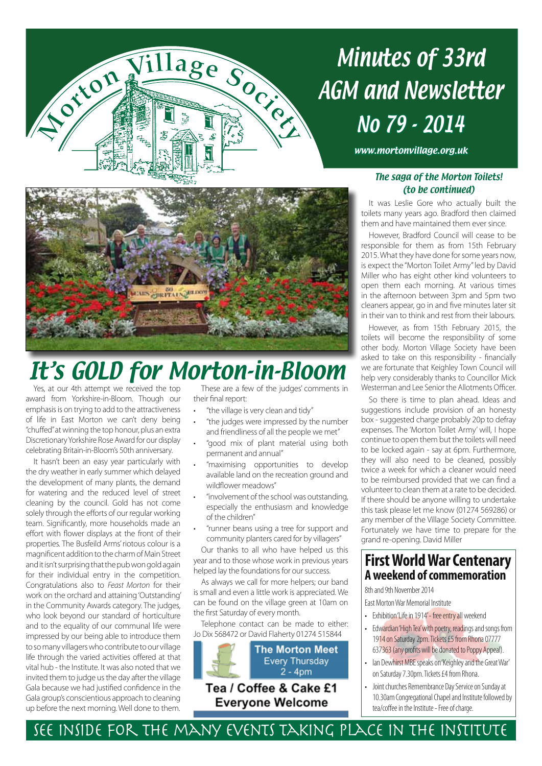# Minutes of 33rd AGM and Newsletter No 79 - 2014

Morton Village Society

www.mortonvillage.org.uk

# It's GOLD for Morton-in-Bloom

Yes, at our 4th attempt we received the top award from Yorkshire-in-Bloom. Though our emphasis is on trying to add to the attractiveness of life in East Morton we can't deny being "chuffed" at winning the top honour, plus an extra Discretionary Yorkshire Rose Award for our display celebrating Britain-in-Bloom's 50th anniversary.

It hasn't been an easy year particularly with the dry weather in early summer which delayed the development of many plants, the demand for watering and the reduced level of street cleaning by the council. Gold has not come solely through the efforts of our regular working team. Significantly, more households made an effort with flower displays at the front of their properties. The Busfeild Arms' riotous colour is a magnificent addition to the charm of Main Street and it isn't surprising that the pub won gold again for their individual entry in the competition. Congratulations also to *Feast Morton* for their work on the orchard and attaining 'Outstanding' in the Community Awards category. The judges, who look beyond our standard of horticulture and to the equality of our communal life were impressed by our being able to introduce them to so many villagers who contribute to our village life through the varied activities offered at that vital hub - the Institute. It was also noted that we invited them to judge us the day after the village Gala because we had justified confidence in the Gala group's conscientious approach to cleaning up before the next morning. Well done to them.

These are a few of the judges' comments in their final report:

- "the village is very clean and tidy"
- "the judges were impressed by the number and friendliness of all the people we met"
- "good mix of plant material using both permanent and annual"
- "maximising opportunities to develop available land on the recreation ground and wildflower meadows"
- "involvement of the school was outstanding, especially the enthusiasm and knowledge of the children"
- "runner beans using a tree for support and community planters cared for by villagers"

Our thanks to all who have helped us this year and to those whose work in previous years helped lay the foundations for our success.

As always we call for more helpers; our band is small and even a little work is appreciated. We can be found on the village green at 10am on the first Saturday of every month.

Telephone contact can be made to either: Jo Dix 568472 or David Flaherty 01274 515844

**The Morton Meet**
Every Thursday
2 - 4pm

**Tea / Coffee & Cake £1**
**Everyone Welcome**

## *The saga of the Morton Toilets! (to be continued)*

It was Leslie Gore who actually built the toilets many years ago. Bradford then claimed them and have maintained them ever since.

However, Bradford Council will cease to be responsible for them as from 15th February 2015. What they have done for some years now, is expect the "Morton Toilet Army" led by David Miller who has eight other kind volunteers to open them each morning. At various times in the afternoon between 3pm and 5pm two cleaners appear, go in and five minutes later sit in their van to think and rest from their labours.

However, as from 15th February 2015, the toilets will become the responsibility of some other body. Morton Village Society have been asked to take on this responsibility - financially we are fortunate that Keighley Town Council will help very considerably thanks to Councillor Mick Westerman and Lee Senior the Allotments Officer.

So there is time to plan ahead. Ideas and suggestions include provision of an honesty box - suggested charge probably 20p to defray expenses. The 'Morton Toilet Army' will, I hope continue to open them but the toilets will need to be locked again - say at 6pm. Furthermore, they will also need to be cleaned, possibly twice a week for which a cleaner would need to be reimbursed provided that we can find a volunteer to clean them at a rate to be decided. If there should be anyone willing to undertake this task please let me know (01274 569286) or any member of the Village Society Committee. Fortunately we have time to prepare for the grand re-opening. David Miller

## First World War Centenary
### A weekend of commemoration

8th and 9th November 2014

East Morton War Memorial Institute

- Exhibition 'Life in 1914' - free entry all weekend
- Edwardian 'High Tea' with poetry, readings and songs from 1914 on Saturday 2pm. Tickets £5 from Rhona 07777 637363 (any profits will be donated to Poppy Appeal).
- Ian Dewhirst MBE speaks on 'Keighley and the Great War' on Saturday 7.30pm. Tickets £4 from Rhona.
- Joint churches Remembrance Day Service on Sunday at 10.30am Congregational Chapel and Institute followed by tea/coffee in the Institute - Free of charge.

SEE INSIDE FOR THE MANY EVENTS TAKING PLACE IN THE INSTITUTE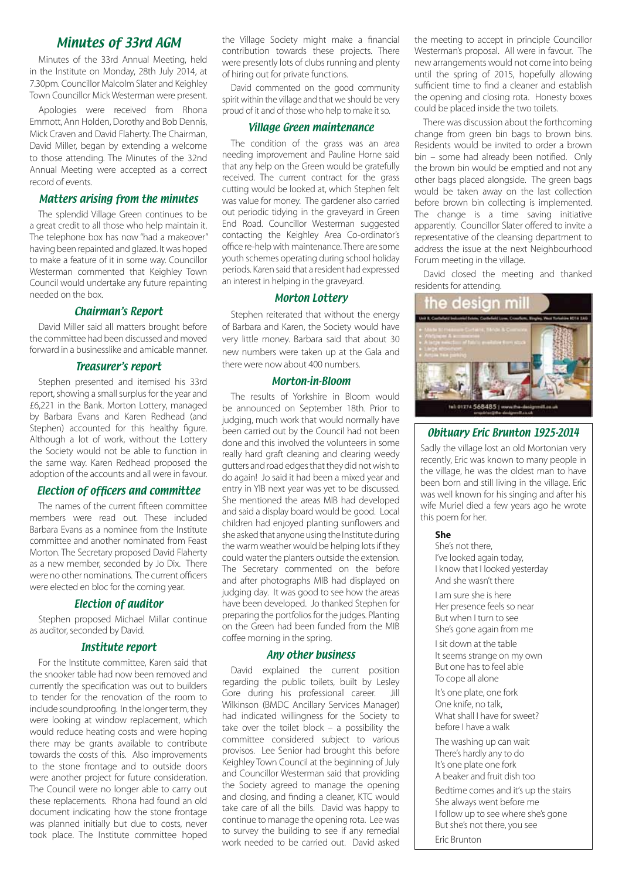# Minutes of 33rd AGM

Minutes of the 33rd Annual Meeting, held in the Institute on Monday, 28th July 2014, at 7.30pm. Councillor Malcolm Slater and Keighley Town Councillor Mick Westerman were present.

Apologies were received from Rhona Emmott, Ann Holden, Dorothy and Bob Dennis, Mick Craven and David Flaherty. The Chairman, David Miller, began by extending a welcome to those attending. The Minutes of the 32nd Annual Meeting were accepted as a correct record of events.

## Matters arising from the minutes

The splendid Village Green continues to be a great credit to all those who help maintain it. The telephone box has now "had a makeover" having been repainted and glazed. It was hoped to make a feature of it in some way. Councillor Westerman commented that Keighley Town Council would undertake any future repainting needed on the box.

## Chairman's Report

David Miller said all matters brought before the committee had been discussed and moved forward in a businesslike and amicable manner.

## Treasurer's report

Stephen presented and itemised his 33rd report, showing a small surplus for the year and £6,221 in the Bank. Morton Lottery, managed by Barbara Evans and Karen Redhead (and Stephen) accounted for this healthy figure. Although a lot of work, without the Lottery the Society would not be able to function in the same way. Karen Redhead proposed the adoption of the accounts and all were in favour.

## Election of officers and committee

The names of the current fifteen committee members were read out. These included Barbara Evans as a nominee from the Institute committee and another nominated from Feast Morton. The Secretary proposed David Flaherty as a new member, seconded by Jo Dix. There were no other nominations. The current officers were elected en bloc for the coming year.

## Election of auditor

Stephen proposed Michael Millar continue as auditor, seconded by David.

## Institute report

For the Institute committee, Karen said that the snooker table had now been removed and currently the specification was out to builders to tender for the renovation of the room to include soundproofing. In the longer term, they were looking at window replacement, which would reduce heating costs and were hoping there may be grants available to contribute towards the costs of this. Also improvements to the stone frontage and to outside doors were another project for future consideration. The Council were no longer able to carry out these replacements. Rhona had found an old document indicating how the stone frontage was planned initially but due to costs, never took place. The Institute committee hoped the Village Society might make a financial contribution towards these projects. There were presently lots of clubs running and plenty of hiring out for private functions.

David commented on the good community spirit within the village and that we should be very proud of it and of those who help to make it so.

## Village Green maintenance

The condition of the grass was an area needing improvement and Pauline Horne said that any help on the Green would be gratefully received. The current contract for the grass cutting would be looked at, which Stephen felt was value for money. The gardener also carried out periodic tidying in the graveyard in Green End Road. Councillor Westerman suggested contacting the Keighley Area Co-ordinator's office re-help with maintenance. There are some youth schemes operating during school holiday periods. Karen said that a resident had expressed an interest in helping in the graveyard.

## Morton Lottery

Stephen reiterated that without the energy of Barbara and Karen, the Society would have very little money. Barbara said that about 30 new numbers were taken up at the Gala and there were now about 400 numbers.

## Morton-in-Bloom

The results of Yorkshire in Bloom would be announced on September 18th. Prior to judging, much work that would normally have been carried out by the Council had not been done and this involved the volunteers in some really hard graft cleaning and clearing weedy gutters and road edges that they did not wish to do again! Jo said it had been a mixed year and entry in YIB next year was yet to be discussed. She mentioned the areas MIB had developed and said a display board would be good. Local children had enjoyed planting sunflowers and she asked that anyone using the Institute during the warm weather would be helping lots if they could water the planters outside the extension. The Secretary commented on the before and after photographs MIB had displayed on judging day. It was good to see how the areas have been developed. Jo thanked Stephen for preparing the portfolios for the judges. Planting on the Green had been funded from the MIB coffee morning in the spring.

## Any other business

David explained the current position regarding the public toilets, built by Lesley Gore during his professional career. Jill Wilkinson (BMDC Ancillary Services Manager) had indicated willingness for the Society to take over the toilet block – a possibility the committee considered subject to various provisos. Lee Senior had brought this before Keighley Town Council at the beginning of July and Councillor Westerman said that providing the Society agreed to manage the opening and closing, and finding a cleaner, KTC would take care of all the bills. David was happy to continue to manage the opening rota. Lee was to survey the building to see if any remedial work needed to be carried out. David asked the meeting to accept in principle Councillor Westerman's proposal. All were in favour. The new arrangements would not come into being until the spring of 2015, hopefully allowing sufficient time to find a cleaner and establish the opening and closing rota. Honesty boxes could be placed inside the two toilets.

There was discussion about the forthcoming change from green bin bags to brown bins. Residents would be invited to order a brown bin – some had already been notified. Only the brown bin would be emptied and not any other bags placed alongside. The green bags would be taken away on the last collection before brown bin collecting is implemented. The change is a time saving initiative apparently. Councillor Slater offered to invite a representative of the cleansing department to address the issue at the next Neighbourhood Forum meeting in the village.

David closed the meeting and thanked residents for attending.

**the design mill**

Unit 8, Castlefield Industrial Estate, Castlefield Lane, Crossflatts, Bingley, West Yorkshire BD16 2AG

- Made to measure Curtains, Blinds & Cushions
- Wallpaper & accessories
- A large selection of fabric available from stock
- Large showroom
- Ample free parking

tel: 01274 568485 | www.the-designmill.co.uk
enquiries@the-designmill.co.uk

## Obituary Eric Brunton 1925-2014

Sadly the village lost an old Mortonian very recently, Eric was known to many people in the village, he was the oldest man to have been born and still living in the village. Eric was well known for his singing and after his wife Muriel died a few years ago he wrote this poem for her.

**She**

She's not there,
I've looked again today,
I know that I looked yesterday
And she wasn't there

I am sure she is here
Her presence feels so near
But when I turn to see
She's gone again from me

I sit down at the table
It seems strange on my own
But one has to feel able
To cope all alone

It's one plate, one fork
One knife, no talk,
What shall I have for sweet?
before I have a walk

The washing up can wait
There's hardly any to do
It's one plate one fork
A beaker and fruit dish too

Bedtime comes and it's up the stairs
She always went before me
I follow up to see where she's gone
But she's not there, you see

Eric Brunton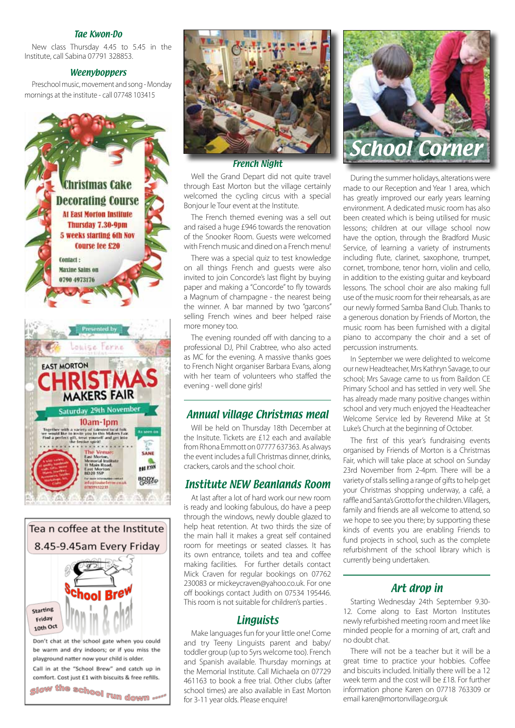### Tae Kwon-Do

New class Thursday 4.45 to 5.45 in the Institute, call Sabina 07791 328853.

### Weenyboppers

Preschool music, movement and song - Monday mornings at the institute - call 07748 103415

**Christmas Cake Decorating Course**
At East Morton Institute
Thursday 7.30-9pm
5 weeks starting 6th Nov
Course fee £20
Contact : Maxine Sains on 0790 4973176

Presented by Louise Ferne

**EAST MORTON CHRISTMAS MAKERS FAIR**
Saturday 29th November
10am-1pm

Together with a variety of talented local folk we would like to invite you to this Makers Fair. Find a perfect gift, treat yourself and get into the festive spirit!

The Venue: East Morton, Memorial Institute 11 Main Road, East Morton BD20 5SP

**Tea n coffee at the Institute**
8.45-9.45am Every Friday

School Brew — Drop in & chat
Starting Friday 10th Oct

Don't chat at the school gate when you could be warm and dry indoors; or if you miss the playground natter now your child is older.

Call in at the "School Brew" and catch up in comfort. Cost just £1 with biscuits & free refills.

Slow the school run down

### French Night

Well the Grand Depart did not quite travel through East Morton but the village certainly welcomed the cycling circus with a special Bonjour le Tour event at the Institute.

The French themed evening was a sell out and raised a huge £946 towards the renovation of the Snooker Room. Guests were welcomed with French music and dined on a French menu!

There was a special quiz to test knowledge on all things French and guests were also invited to join Concorde's last flight by buying paper and making a "Concorde" to fly towards a Magnum of champagne - the nearest being the winner. A bar manned by two "garcons" selling French wines and beer helped raise more money too.

The evening rounded off with dancing to a professional DJ, Phil Crabtree, who also acted as MC for the evening. A massive thanks goes to French Night organiser Barbara Evans, along with her team of volunteers who staffed the evening - well done girls!

## Annual village Christmas meal

Will be held on Thursday 18th December at the Insitute. Tickets are £12 each and available from Rhona Emmott on 07777 637363. As always the event includes a full Christmas dinner, drinks, crackers, carols and the school choir.

## Institute NEW Beanlands Room

At last after a lot of hard work our new room is ready and looking fabulous, do have a peep through the windows, newly double glazed to help heat retention. At two thirds the size of the main hall it makes a great self contained room for meetings or seated classes. It has its own entrance, toilets and tea and coffee making facilities. For further details contact Mick Craven for regular bookings on 07762 230083 or mickeycraven@yahoo.co.uk. For one off bookings contact Judith on 07534 195446. This room is not suitable for children's parties .

## Linguists

Make languages fun for your little one! Come and try Teeny Linguists parent and baby/ toddler group (up to 5yrs welcome too). French and Spanish available. Thursday mornings at the Memorial Institute. Call Michaela on 07729 461163 to book a free trial. Other clubs (after school times) are also available in East Morton for 3-11 year olds. Please enquire!

## School Corner

During the summer holidays, alterations were made to our Reception and Year 1 area, which has greatly improved our early years learning environment. A dedicated music room has also been created which is being utilised for music lessons; children at our village school now have the option, through the Bradford Music Service, of learning a variety of instruments including flute, clarinet, saxophone, trumpet, cornet, trombone, tenor horn, violin and cello, in addition to the existing guitar and keyboard lessons. The school choir are also making full use of the music room for their rehearsals, as are our newly formed Samba Band Club. Thanks to a generous donation by Friends of Morton, the music room has been furnished with a digital piano to accompany the choir and a set of percussion instruments.

In September we were delighted to welcome our new Headteacher, Mrs Kathryn Savage, to our school; Mrs Savage came to us from Baildon CE Primary School and has settled in very well. She has already made many positive changes within school and very much enjoyed the Headteacher Welcome Service led by Reverend Mike at St Luke's Church at the beginning of October.

The first of this year's fundraising events organised by Friends of Morton is a Christmas Fair, which will take place at school on Sunday 23rd November from 2-4pm. There will be a variety of stalls selling a range of gifts to help get your Christmas shopping underway, a café, a raffle and Santa's Grotto for the children. Villagers, family and friends are all welcome to attend, so we hope to see you there; by supporting these kinds of events you are enabling Friends to fund projects in school, such as the complete refurbishment of the school library which is currently being undertaken.

## Art drop in

Starting Wednesday 24th September 9.30-12. Come along to East Morton Institutes newly refurbished meeting room and meet like minded people for a morning of art, craft and no doubt chat.

There will not be a teacher but it will be a great time to practice your hobbies. Coffee and biscuits included. Initially there will be a 12 week term and the cost will be £18. For further information phone Karen on 07718 763309 or email karen@mortonvillage.org.uk